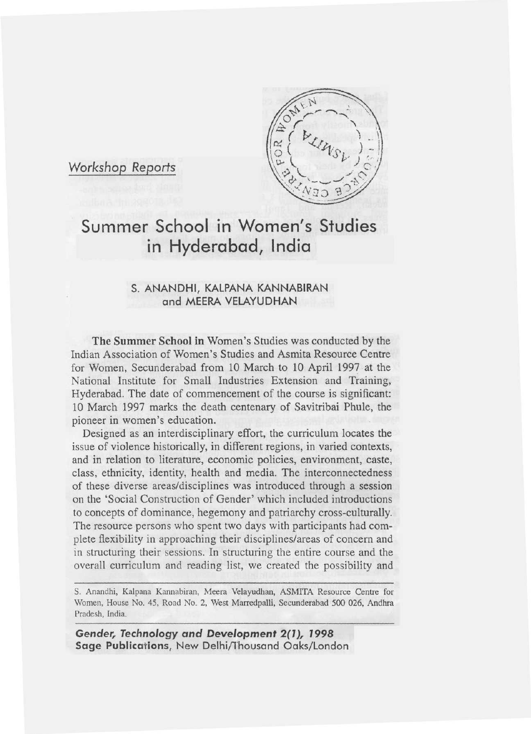*Workshop Reports*

# Summer School in Women's Studies in Hyderabad, India

S. ANANDHI, KALPANA KANNABIRAN and MEERA VELAYUDHAN

**The Summer School in** Women's Studies was conducted by the Indian Association of Women's Studies and Asmita Resource Centre for Women, Secunderabad from 10 March to 10 April 1997 at the National Institute for Small Industries Extension and Training, Hyderabad. The date of commencement of the course is significant: 10 March 1997 marks the death centenary of Savitribai Phule, the pioneer in women's education.

Designed as an interdisciplinary effort, the curriculum locates the issue of violence historically, in different regions, in varied contexts, and in relation to literature, economic policies, environment, caste, class, ethnicity, identity, health and media. The interconnectedness of these diverse areas/disciplines was introduced through a session on the 'Social Construction of Gender' which included introductions to concepts of dominance, hegemony and patriarchy cross-culturally. The resource persons who spent two days with participants had complete flexibility in approaching their disciplines/areas of concern and in structuring their sessions. In structuring the entire course and the overall curriculum and reading list, we created the possibility and

---

S. Anandhi, Kalpana Kannabiran, Meera Velayudhan, ASMITA Resource Centre for Women, House No. 45, Road No. 2, West Marredpalli, Secunderabad 500 026, Andhra Pradesh, India.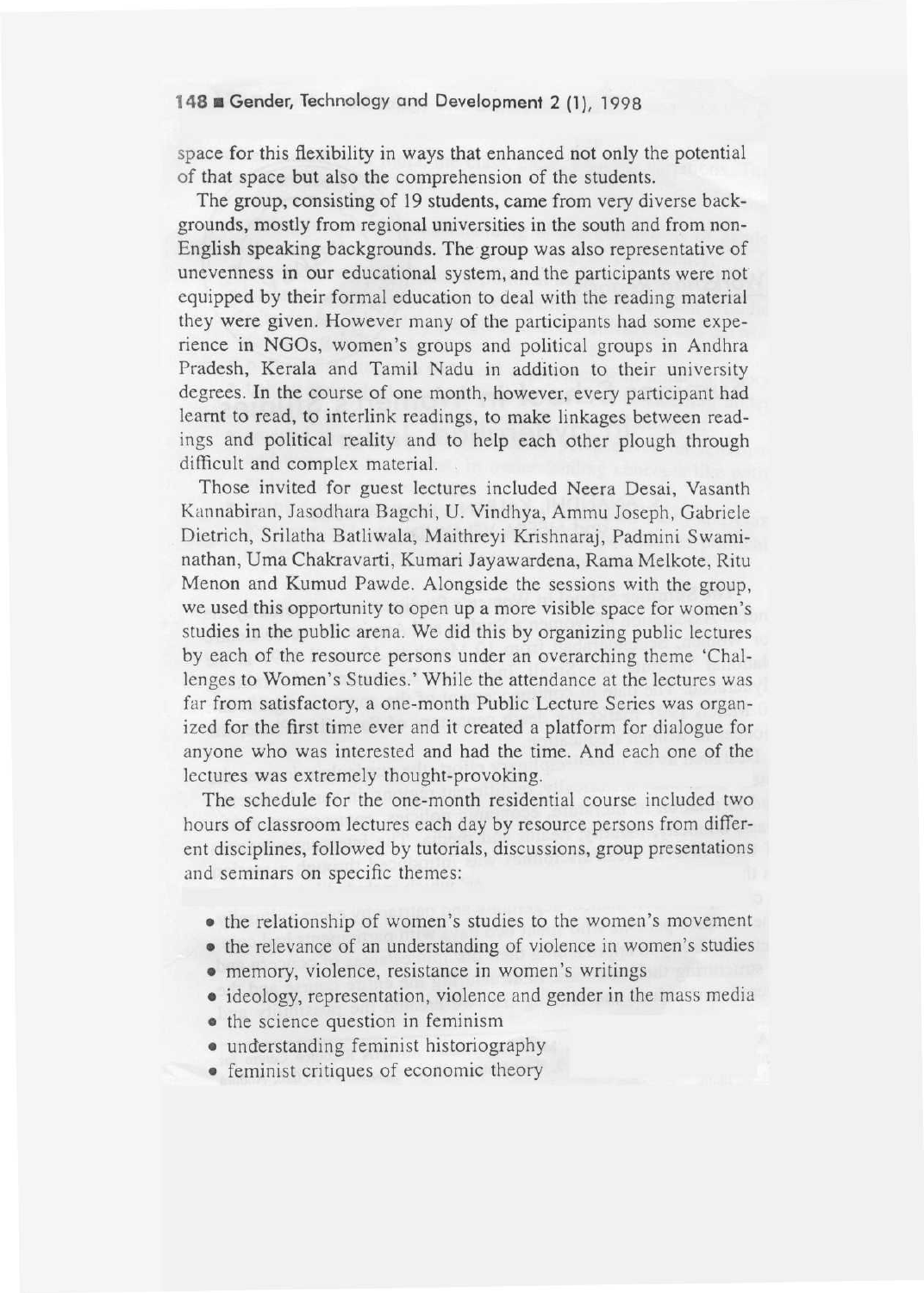space for this flexibility in ways that enhanced not only the potential of that space but also the comprehension of the students.

The group, consisting of 19 students, came from very diverse backgrounds, mostly from regional universities in the south and from non-English speaking backgrounds. The group was also representative of unevenness in our educational system, and the participants were not equipped by their formal education to deal with the reading material they were given. However many of the participants had some experience in NGOs, women's groups and political groups in Andhra Pradesh, Kerala and Tamil Nadu in addition to their university degrees. In the course of one month, however, every participant had learnt to read, to interlink readings, to make linkages between readings and political reality and to help each other plough through difficult and complex material.

Those invited for guest lectures included Neera Desai, Vasanth Kannabiran, Jasodhara Bagchi, U. Vindhya, Ammu Joseph, Gabriele Dietrich, Srilatha Batliwala, Maithreyi Krishnaraj, Padmini Swaminathan, Uma Chakravarti, Kumari Jayawardena, Rama Melkote, Ritu Menon and Kumud Pawde. Alongside the sessions with the group, we used this opportunity to open up a more visible space for women's studies in the public arena. We did this by organizing public lectures by each of the resource persons under an overarching theme 'Challenges to Women's Studies.' While the attendance at the lectures was far from satisfactory, a one-month Public Lecture Series was organized for the first time ever and it created a platform for dialogue for anyone who was interested and had the time. And each one of the lectures was extremely thought-provoking.

The schedule for the one-month residential course included two hours of classroom lectures each day by resource persons from different disciplines, followed by tutorials, discussions, group presentations and seminars on specific themes:

- the relationship of women's studies to the women's movement
- the relevance of an understanding of violence in women's studies
- memory, violence, resistance in women's writings
- ideology, representation, violence and gender in the mass media
- the science question in feminism
- understanding feminist historiography
- feminist critiques of economic theory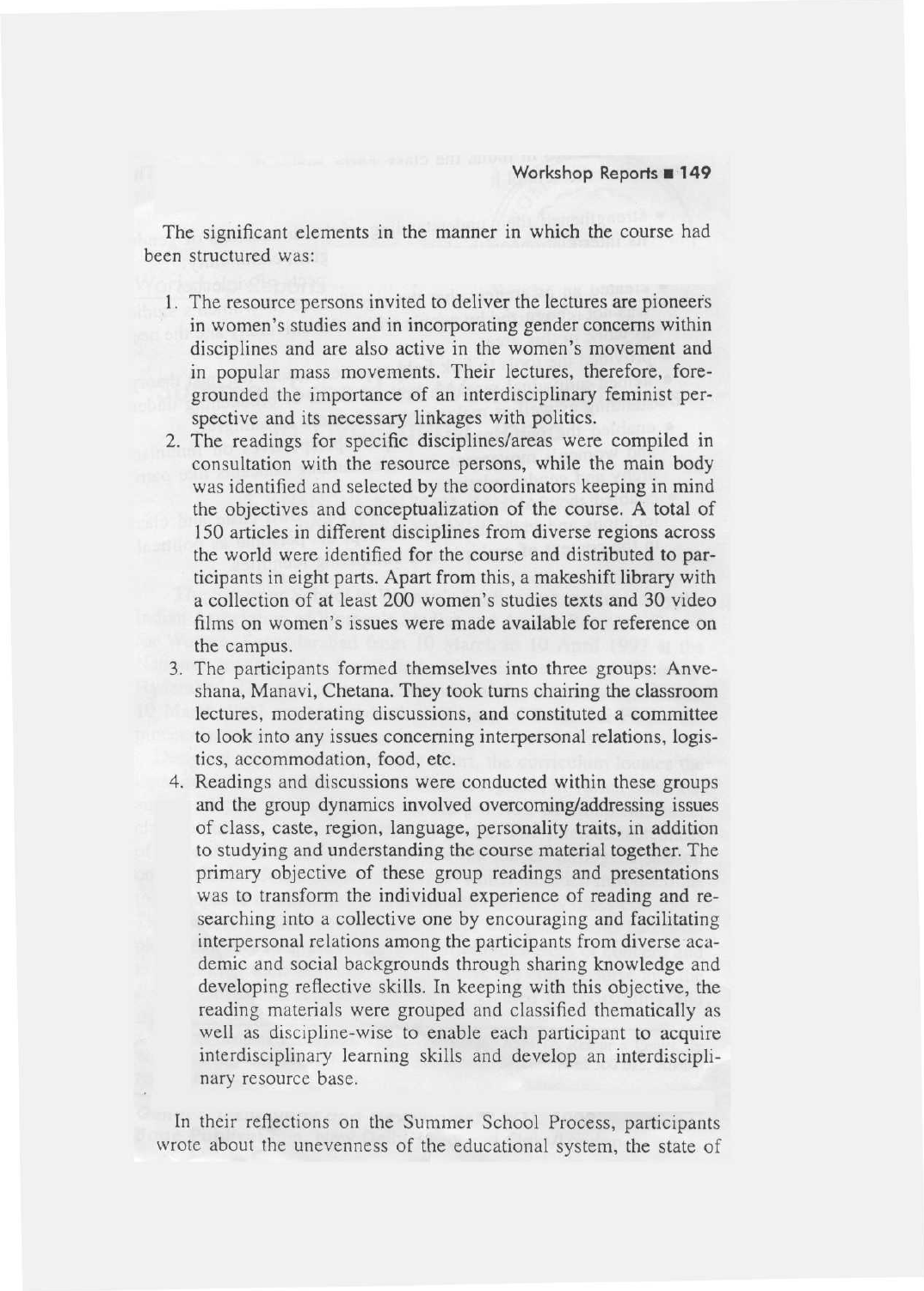The significant elements in the manner in which the course had been structured was:

1. The resource persons invited to deliver the lectures are pioneers in women's studies and in incorporating gender concerns within disciplines and are also active in the women's movement and in popular mass movements. Their lectures, therefore, foregrounded the importance of an interdisciplinary feminist perspective and its necessary linkages with politics.
2. The readings for specific disciplines/areas were compiled in consultation with the resource persons, while the main body was identified and selected by the coordinators keeping in mind the objectives and conceptualization of the course. A total of 150 articles in different disciplines from diverse regions across the world were identified for the course and distributed to participants in eight parts. Apart from this, a makeshift library with a collection of at least 200 women's studies texts and 30 video films on women's issues were made available for reference on the campus.
3. The participants formed themselves into three groups: Anveshana, Manavi, Chetana. They took turns chairing the classroom lectures, moderating discussions, and constituted a committee to look into any issues concerning interpersonal relations, logistics, accommodation, food, etc.
4. Readings and discussions were conducted within these groups and the group dynamics involved overcoming/addressing issues of class, caste, region, language, personality traits, in addition to studying and understanding the course material together. The primary objective of these group readings and presentations was to transform the individual experience of reading and researching into a collective one by encouraging and facilitating interpersonal relations among the participants from diverse academic and social backgrounds through sharing knowledge and developing reflective skills. In keeping with this objective, the reading materials were grouped and classified thematically as well as discipline-wise to enable each participant to acquire interdisciplinary learning skills and develop an interdisciplinary resource base.

In their reflections on the Summer School Process, participants wrote about the unevenness of the educational system, the state of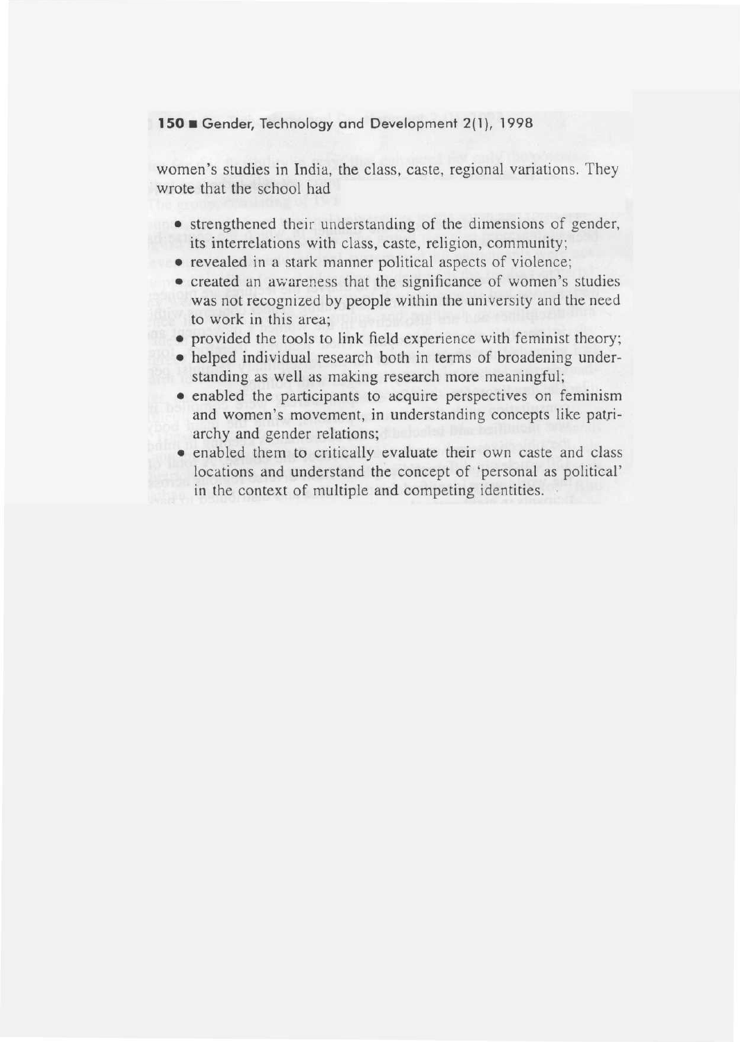women's studies in India, the class, caste, regional variations. They wrote that the school had

- strengthened their understanding of the dimensions of gender, its interrelations with class, caste, religion, community;
- revealed in a stark manner political aspects of violence;
- created an awareness that the significance of women's studies was not recognized by people within the university and the need to work in this area;
- provided the tools to link field experience with feminist theory;
- helped individual research both in terms of broadening understanding as well as making research more meaningful;
- enabled the participants to acquire perspectives on feminism and women's movement, in understanding concepts like patriarchy and gender relations;
- enabled them to critically evaluate their own caste and class locations and understand the concept of 'personal as political' in the context of multiple and competing identities.